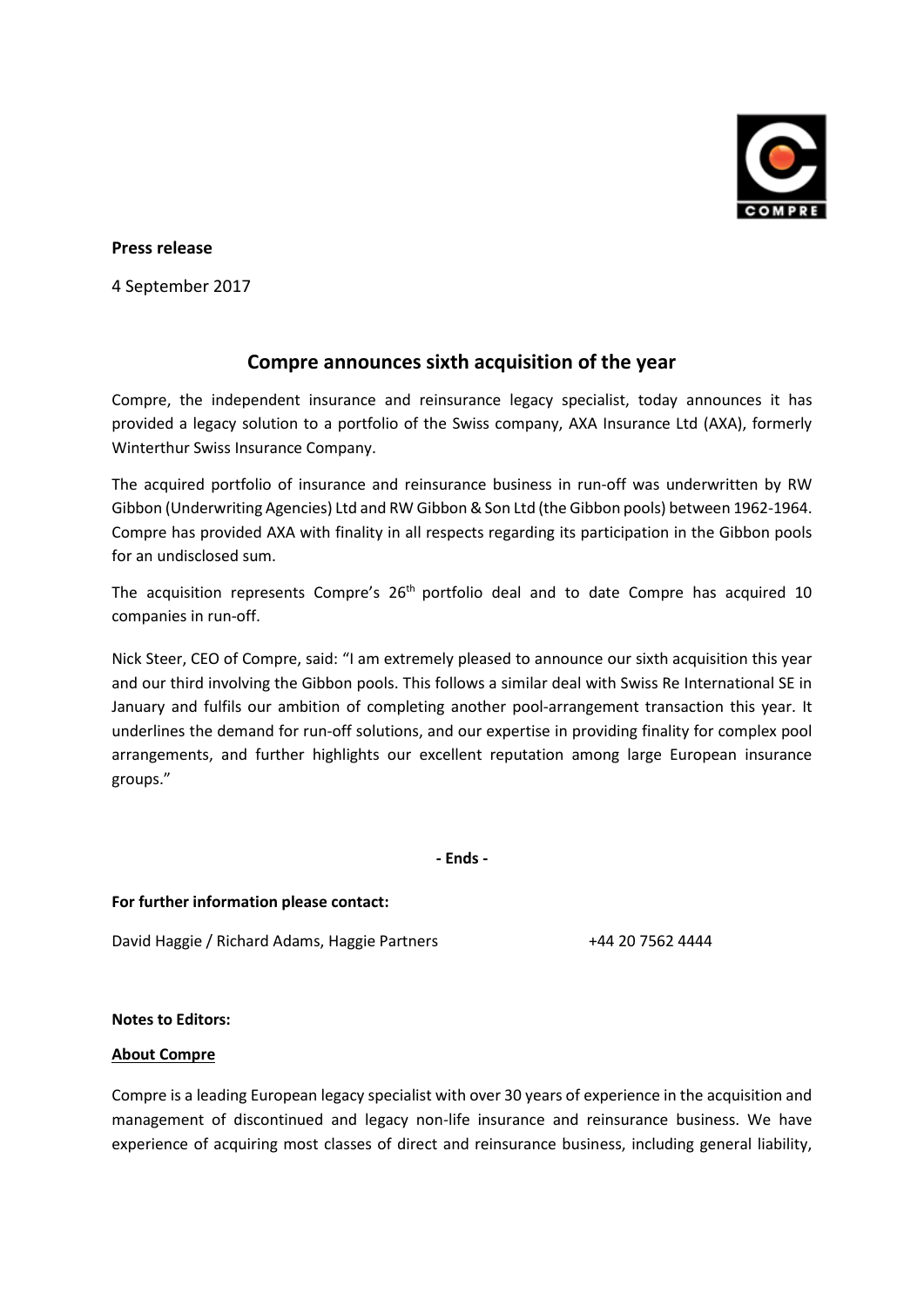**Press release**

4 September 2017

# Compre announces sixth acquisition of the year

Compre, the independent insurance and reinsurance legacy specialist, today announces it has provided a legacy solution to a portfolio of the Swiss company, AXA Insurance Ltd (AXA), formerly Winterthur Swiss Insurance Company.

The acquired portfolio of insurance and reinsurance business in run-off was underwritten by RW Gibbon (Underwriting Agencies) Ltd and RW Gibbon & Son Ltd (the Gibbon pools) between 1962-1964. Compre has provided AXA with finality in all respects regarding its participation in the Gibbon pools for an undisclosed sum.

The acquisition represents Compre's 26th portfolio deal and to date Compre has acquired 10 companies in run-off.

Nick Steer, CEO of Compre, said: "I am extremely pleased to announce our sixth acquisition this year and our third involving the Gibbon pools. This follows a similar deal with Swiss Re International SE in January and fulfils our ambition of completing another pool-arrangement transaction this year. It underlines the demand for run-off solutions, and our expertise in providing finality for complex pool arrangements, and further highlights our excellent reputation among large European insurance groups."

**- Ends -**

**For further information please contact:**

David Haggie / Richard Adams, Haggie Partners +44 20 7562 4444

**Notes to Editors:**

**About Compre**

Compre is a leading European legacy specialist with over 30 years of experience in the acquisition and management of discontinued and legacy non-life insurance and reinsurance business. We have experience of acquiring most classes of direct and reinsurance business, including general liability,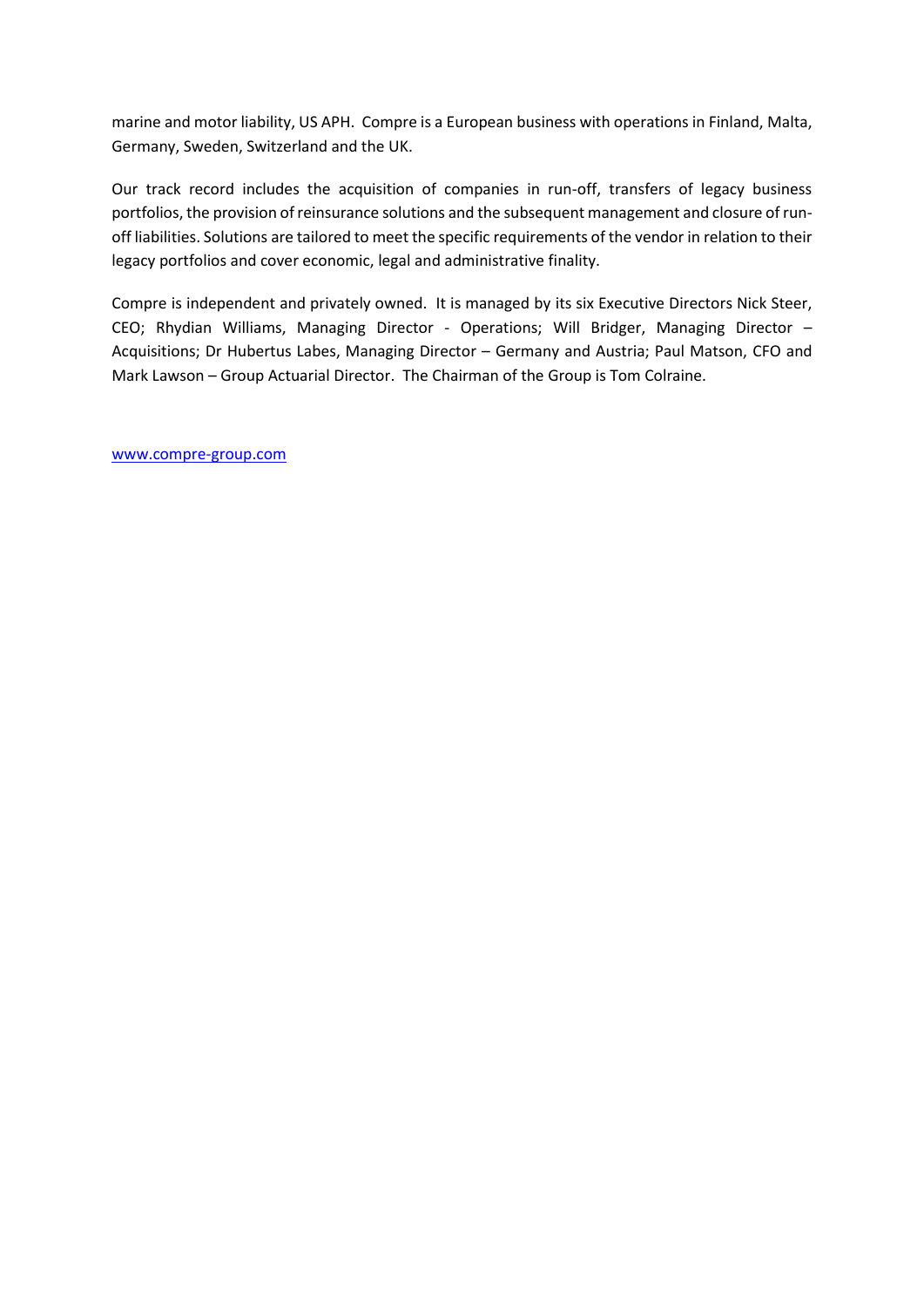marine and motor liability, US APH. Compre is a European business with operations in Finland, Malta, Germany, Sweden, Switzerland and the UK.

Our track record includes the acquisition of companies in run-off, transfers of legacy business portfolios, the provision of reinsurance solutions and the subsequent management and closure of run-off liabilities. Solutions are tailored to meet the specific requirements of the vendor in relation to their legacy portfolios and cover economic, legal and administrative finality.

Compre is independent and privately owned. It is managed by its six Executive Directors Nick Steer, CEO; Rhydian Williams, Managing Director - Operations; Will Bridger, Managing Director – Acquisitions; Dr Hubertus Labes, Managing Director – Germany and Austria; Paul Matson, CFO and Mark Lawson – Group Actuarial Director. The Chairman of the Group is Tom Colraine.

[www.compre-group.com](http://www.compre-group.com)